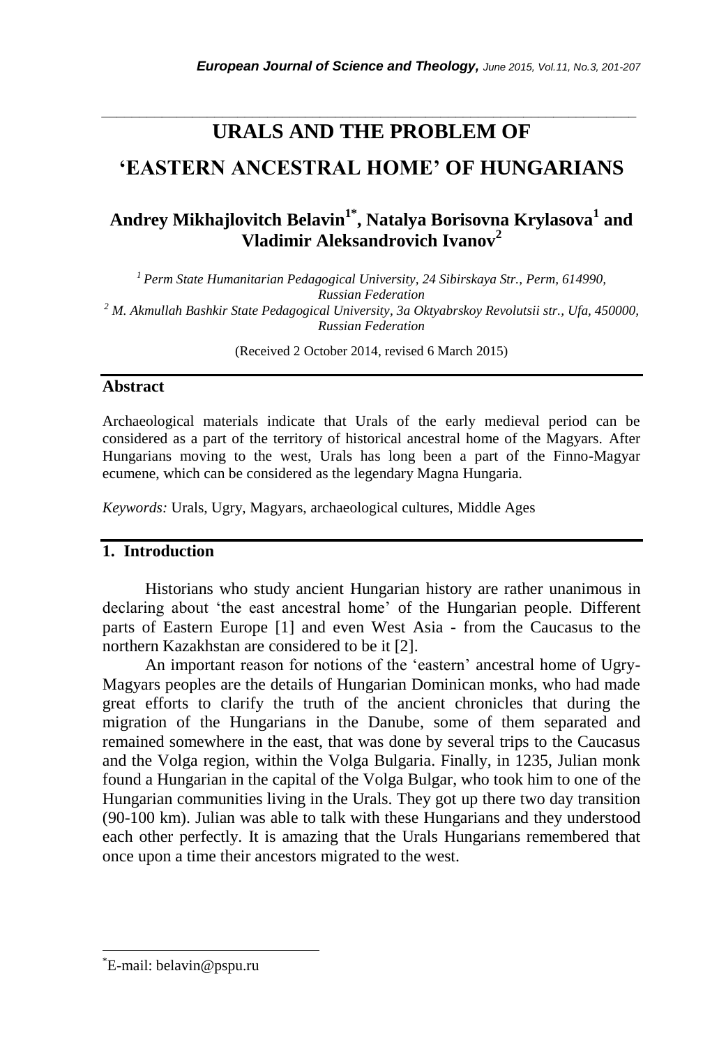# URALS AND THE PROBLEM OF 'EASTERN ANCESTRAL HOME' OF HUNGARIANS

## Andrey Mikhajlovitch Belavin[1*], Natalya Borisovna Krylasova[1] and Vladimir Aleksandrovich Ivanov[2]

[1] *Perm State Humanitarian Pedagogical University, 24 Sibirskaya Str., Perm, 614990, Russian Federation*

[2] *M. Akmullah Bashkir State Pedagogical University, 3a Oktyabrskoy Revolutsii str., Ufa, 450000, Russian Federation*

(Received 2 October 2014, revised 6 March 2015)

### Abstract

Archaeological materials indicate that Urals of the early medieval period can be considered as a part of the territory of historical ancestral home of the Magyars. After Hungarians moving to the west, Urals has long been a part of the Finno-Magyar ecumene, which can be considered as the legendary Magna Hungaria.

*Keywords:* Urals, Ugry, Magyars, archaeological cultures, Middle Ages

## 1. Introduction

Historians who study ancient Hungarian history are rather unanimous in declaring about 'the east ancestral home' of the Hungarian people. Different parts of Eastern Europe [1] and even West Asia - from the Caucasus to the northern Kazakhstan are considered to be it [2].

An important reason for notions of the 'eastern' ancestral home of Ugry-Magyars peoples are the details of Hungarian Dominican monks, who had made great efforts to clarify the truth of the ancient chronicles that during the migration of the Hungarians in the Danube, some of them separated and remained somewhere in the east, that was done by several trips to the Caucasus and the Volga region, within the Volga Bulgaria. Finally, in 1235, Julian monk found a Hungarian in the capital of the Volga Bulgar, who took him to one of the Hungarian communities living in the Urals. They got up there two day transition (90-100 km). Julian was able to talk with these Hungarians and they understood each other perfectly. It is amazing that the Urals Hungarians remembered that once upon a time their ancestors migrated to the west.

*E-mail: belavin@pspu.ru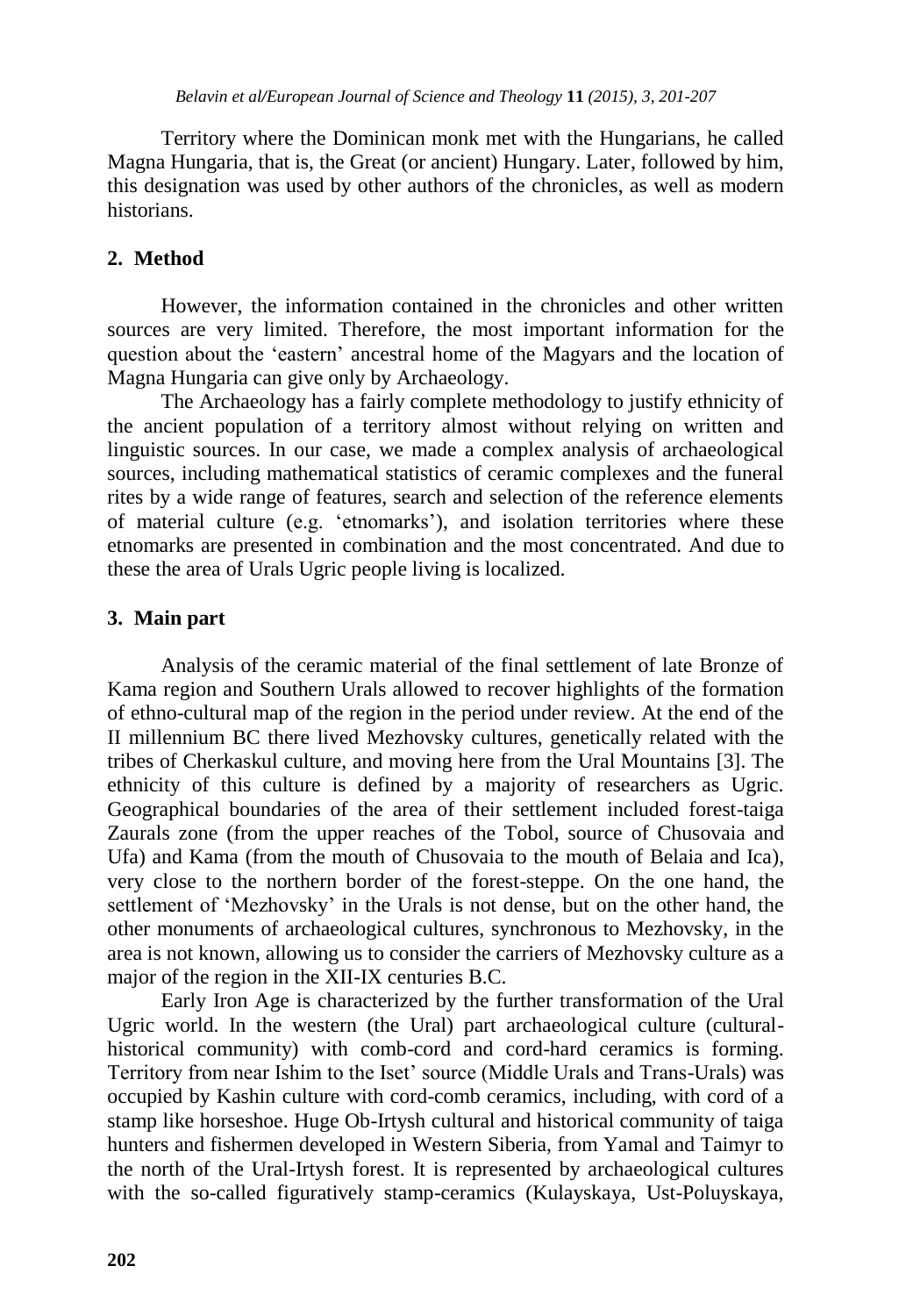Territory where the Dominican monk met with the Hungarians, he called Magna Hungaria, that is, the Great (or ancient) Hungary. Later, followed by him, this designation was used by other authors of the chronicles, as well as modern historians.

## 2. Method

However, the information contained in the chronicles and other written sources are very limited. Therefore, the most important information for the question about the 'eastern' ancestral home of the Magyars and the location of Magna Hungaria can give only by Archaeology.

The Archaeology has a fairly complete methodology to justify ethnicity of the ancient population of a territory almost without relying on written and linguistic sources. In our case, we made a complex analysis of archaeological sources, including mathematical statistics of ceramic complexes and the funeral rites by a wide range of features, search and selection of the reference elements of material culture (e.g. 'etnomarks'), and isolation territories where these etnomarks are presented in combination and the most concentrated. And due to these the area of Urals Ugric people living is localized.

## 3. Main part

Analysis of the ceramic material of the final settlement of late Bronze of Kama region and Southern Urals allowed to recover highlights of the formation of ethno-cultural map of the region in the period under review. At the end of the II millennium BC there lived Mezhovsky cultures, genetically related with the tribes of Cherkaskul culture, and moving here from the Ural Mountains [3]. The ethnicity of this culture is defined by a majority of researchers as Ugric. Geographical boundaries of the area of their settlement included forest-taiga Zaurals zone (from the upper reaches of the Tobol, source of Chusovaia and Ufa) and Kama (from the mouth of Chusovaia to the mouth of Belaia and Ica), very close to the northern border of the forest-steppe. On the one hand, the settlement of 'Mezhovsky' in the Urals is not dense, but on the other hand, the other monuments of archaeological cultures, synchronous to Mezhovsky, in the area is not known, allowing us to consider the carriers of Mezhovsky culture as a major of the region in the XII-IX centuries B.C.

Early Iron Age is characterized by the further transformation of the Ural Ugric world. In the western (the Ural) part archaeological culture (cultural-historical community) with comb-cord and cord-hard ceramics is forming. Territory from near Ishim to the Iset' source (Middle Urals and Trans-Urals) was occupied by Kashin culture with cord-comb ceramics, including, with cord of a stamp like horseshoe. Huge Ob-Irtysh cultural and historical community of taiga hunters and fishermen developed in Western Siberia, from Yamal and Taimyr to the north of the Ural-Irtysh forest. It is represented by archaeological cultures with the so-called figuratively stamp-ceramics (Kulayskaya, Ust-Poluyskaya,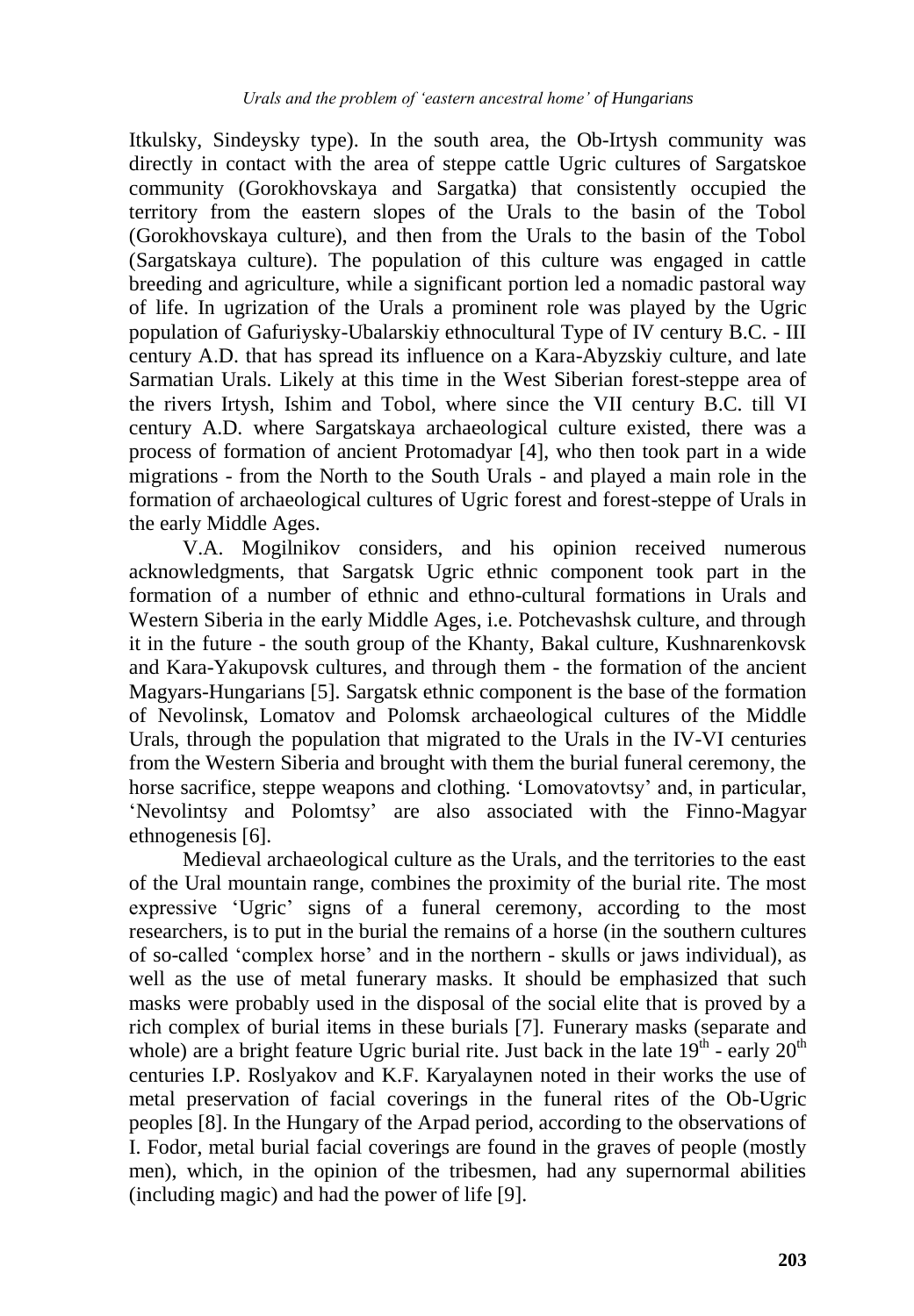Itkulsky, Sindeysky type). In the south area, the Ob-Irtysh community was directly in contact with the area of steppe cattle Ugric cultures of Sargatskoe community (Gorokhovskaya and Sargatka) that consistently occupied the territory from the eastern slopes of the Urals to the basin of the Tobol (Gorokhovskaya culture), and then from the Urals to the basin of the Tobol (Sargatskaya culture). The population of this culture was engaged in cattle breeding and agriculture, while a significant portion led a nomadic pastoral way of life. In ugrization of the Urals a prominent role was played by the Ugric population of Gafuriysky-Ubalarskiy ethnocultural Type of IV century B.C. - III century A.D. that has spread its influence on a Kara-Abyzskiy culture, and late Sarmatian Urals. Likely at this time in the West Siberian forest-steppe area of the rivers Irtysh, Ishim and Tobol, where since the VII century B.C. till VI century A.D. where Sargatskaya archaeological culture existed, there was a process of formation of ancient Protomadyar [4], who then took part in a wide migrations - from the North to the South Urals - and played a main role in the formation of archaeological cultures of Ugric forest and forest-steppe of Urals in the early Middle Ages.

V.A. Mogilnikov considers, and his opinion received numerous acknowledgments, that Sargatsk Ugric ethnic component took part in the formation of a number of ethnic and ethno-cultural formations in Urals and Western Siberia in the early Middle Ages, i.e. Potchevashsk culture, and through it in the future - the south group of the Khanty, Bakal culture, Kushnarenkovsk and Kara-Yakupovsk cultures, and through them - the formation of the ancient Magyars-Hungarians [5]. Sargatsk ethnic component is the base of the formation of Nevolinsk, Lomatov and Polomsk archaeological cultures of the Middle Urals, through the population that migrated to the Urals in the IV-VI centuries from the Western Siberia and brought with them the burial funeral ceremony, the horse sacrifice, steppe weapons and clothing. 'Lomovatovtsy' and, in particular, 'Nevolintsy and Polomtsy' are also associated with the Finno-Magyar ethnogenesis [6].

Medieval archaeological culture as the Urals, and the territories to the east of the Ural mountain range, combines the proximity of the burial rite. The most expressive 'Ugric' signs of a funeral ceremony, according to the most researchers, is to put in the burial the remains of a horse (in the southern cultures of so-called 'complex horse' and in the northern - skulls or jaws individual), as well as the use of metal funerary masks. It should be emphasized that such masks were probably used in the disposal of the social elite that is proved by a rich complex of burial items in these burials [7]. Funerary masks (separate and whole) are a bright feature Ugric burial rite. Just back in the late 19th - early 20th centuries I.P. Roslyakov and K.F. Karyalaynen noted in their works the use of metal preservation of facial coverings in the funeral rites of the Ob-Ugric peoples [8]. In the Hungary of the Arpad period, according to the observations of I. Fodor, metal burial facial coverings are found in the graves of people (mostly men), which, in the opinion of the tribesmen, had any supernormal abilities (including magic) and had the power of life [9].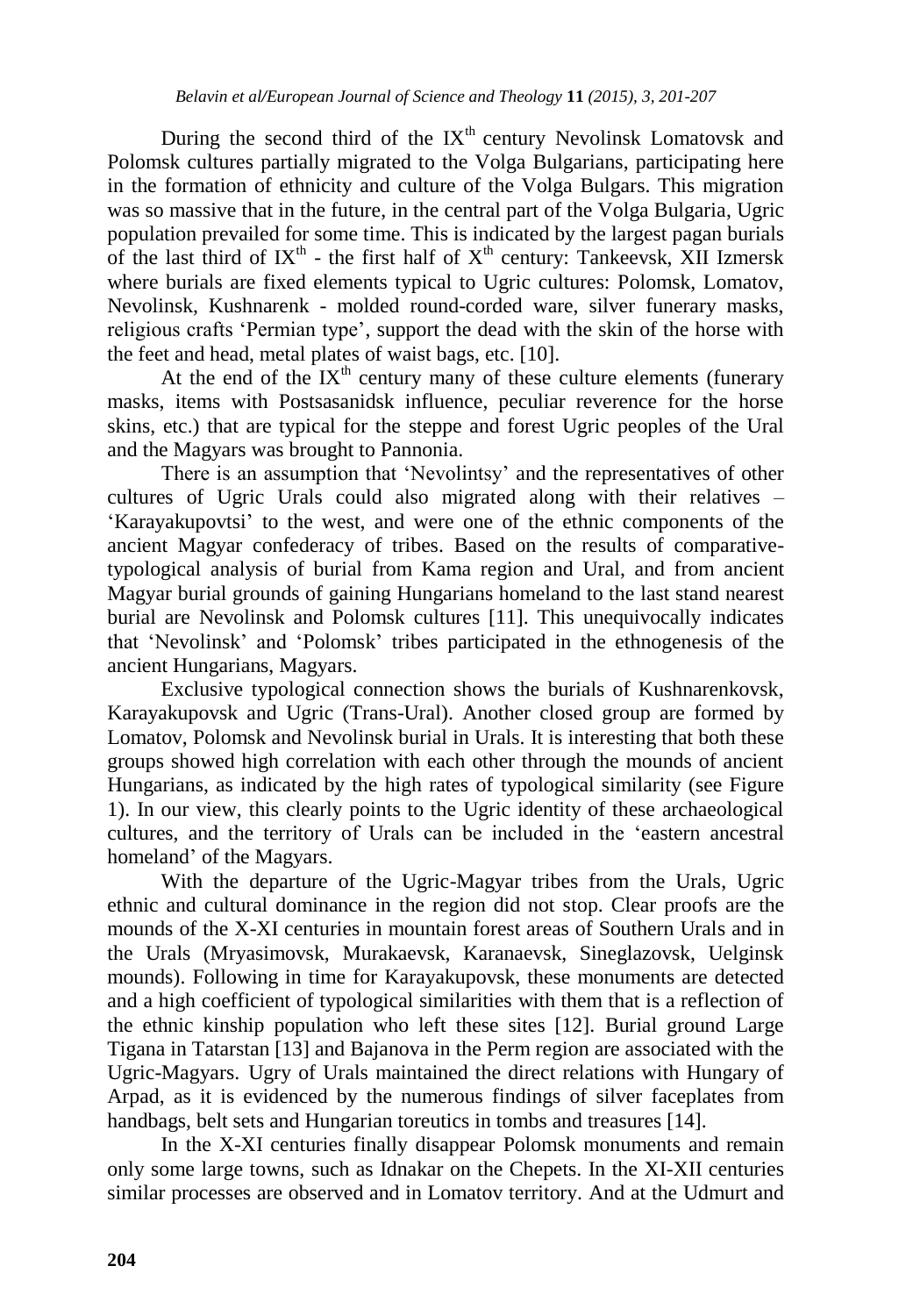During the second third of the IX$^{th}$ century Nevolinsk Lomatovsk and Polomsk cultures partially migrated to the Volga Bulgarians, participating here in the formation of ethnicity and culture of the Volga Bulgars. This migration was so massive that in the future, in the central part of the Volga Bulgaria, Ugric population prevailed for some time. This is indicated by the largest pagan burials of the last third of IX$^{th}$ - the first half of X$^{th}$ century: Tankeevsk, XII Izmersk where burials are fixed elements typical to Ugric cultures: Polomsk, Lomatov, Nevolinsk, Kushnarenk - molded round-corded ware, silver funerary masks, religious crafts 'Permian type', support the dead with the skin of the horse with the feet and head, metal plates of waist bags, etc. [10].

At the end of the IX$^{th}$ century many of these culture elements (funerary masks, items with Postsasanidsk influence, peculiar reverence for the horse skins, etc.) that are typical for the steppe and forest Ugric peoples of the Ural and the Magyars was brought to Pannonia.

There is an assumption that 'Nevolintsy' and the representatives of other cultures of Ugric Urals could also migrated along with their relatives – 'Karayakupovtsi' to the west, and were one of the ethnic components of the ancient Magyar confederacy of tribes. Based on the results of comparative-typological analysis of burial from Kama region and Ural, and from ancient Magyar burial grounds of gaining Hungarians homeland to the last stand nearest burial are Nevolinsk and Polomsk cultures [11]. This unequivocally indicates that 'Nevolinsk' and 'Polomsk' tribes participated in the ethnogenesis of the ancient Hungarians, Magyars.

Exclusive typological connection shows the burials of Kushnarenkovsk, Karayakupovsk and Ugric (Trans-Ural). Another closed group are formed by Lomatov, Polomsk and Nevolinsk burial in Urals. It is interesting that both these groups showed high correlation with each other through the mounds of ancient Hungarians, as indicated by the high rates of typological similarity (see Figure 1). In our view, this clearly points to the Ugric identity of these archaeological cultures, and the territory of Urals can be included in the 'eastern ancestral homeland' of the Magyars.

With the departure of the Ugric-Magyar tribes from the Urals, Ugric ethnic and cultural dominance in the region did not stop. Clear proofs are the mounds of the X-XI centuries in mountain forest areas of Southern Urals and in the Urals (Mryasimovsk, Murakaevsk, Karanaevsk, Sineglazovsk, Uelginsk mounds). Following in time for Karayakupovsk, these monuments are detected and a high coefficient of typological similarities with them that is a reflection of the ethnic kinship population who left these sites [12]. Burial ground Large Tigana in Tatarstan [13] and Bajanova in the Perm region are associated with the Ugric-Magyars. Ugry of Urals maintained the direct relations with Hungary of Arpad, as it is evidenced by the numerous findings of silver faceplates from handbags, belt sets and Hungarian toreutics in tombs and treasures [14].

In the X-XI centuries finally disappear Polomsk monuments and remain only some large towns, such as Idnakar on the Chepets. In the XI-XII centuries similar processes are observed and in Lomatov territory. And at the Udmurt and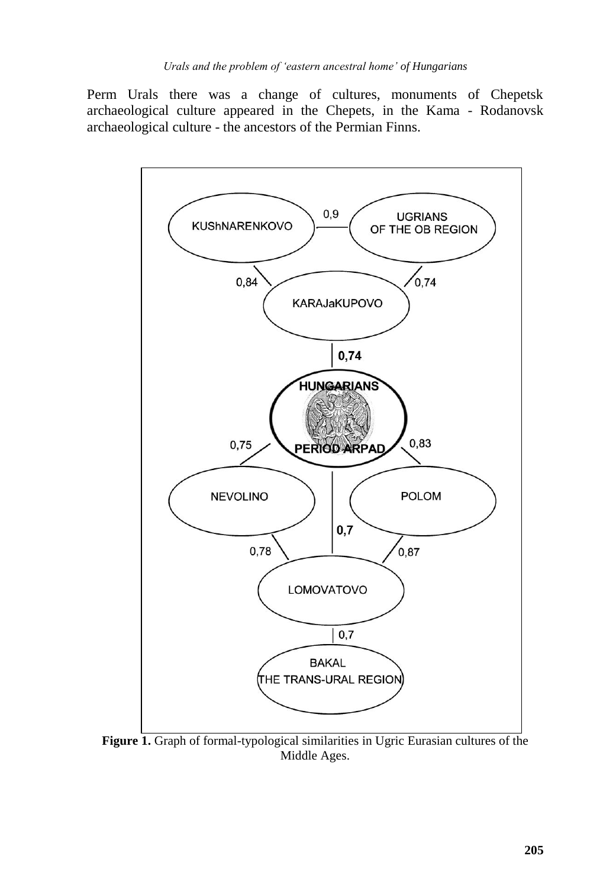Perm Urals there was a change of cultures, monuments of Chepetsk archaeological culture appeared in the Chepets, in the Kama - Rodanovsk archaeological culture - the ancestors of the Permian Finns.

**Figure 1.** Graph of formal-typological similarities in Ugric Eurasian cultures of the Middle Ages.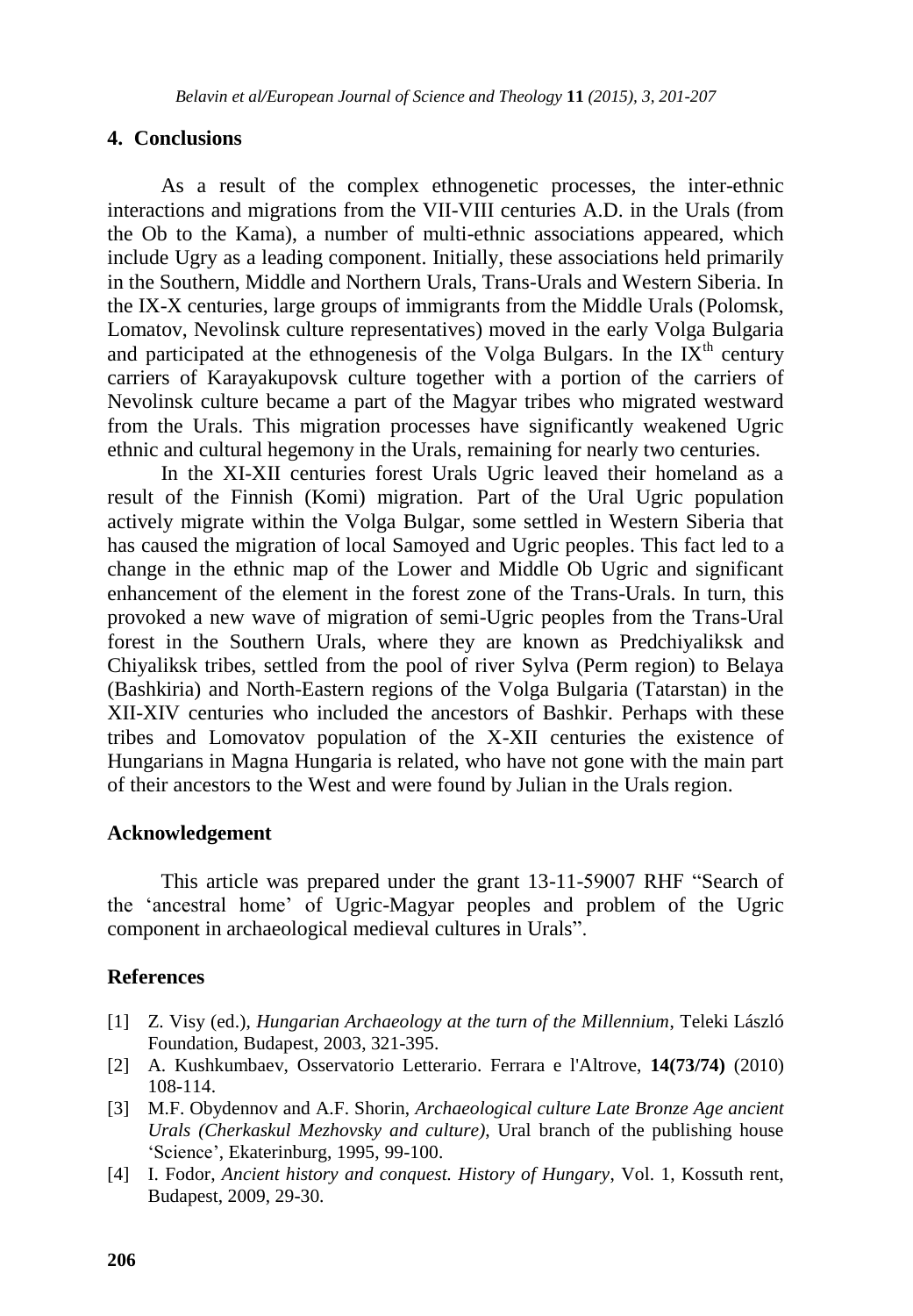## 4. Conclusions

As a result of the complex ethnogenetic processes, the inter-ethnic interactions and migrations from the VII-VIII centuries A.D. in the Urals (from the Ob to the Kama), a number of multi-ethnic associations appeared, which include Ugry as a leading component. Initially, these associations held primarily in the Southern, Middle and Northern Urals, Trans-Urals and Western Siberia. In the IX-X centuries, large groups of immigrants from the Middle Urals (Polomsk, Lomatov, Nevolinsk culture representatives) moved in the early Volga Bulgaria and participated at the ethnogenesis of the Volga Bulgars. In the IX$^{th}$ century carriers of Karayakupovsk culture together with a portion of the carriers of Nevolinsk culture became a part of the Magyar tribes who migrated westward from the Urals. This migration processes have significantly weakened Ugric ethnic and cultural hegemony in the Urals, remaining for nearly two centuries.

In the XI-XII centuries forest Urals Ugric leaved their homeland as a result of the Finnish (Komi) migration. Part of the Ural Ugric population actively migrate within the Volga Bulgar, some settled in Western Siberia that has caused the migration of local Samoyed and Ugric peoples. This fact led to a change in the ethnic map of the Lower and Middle Ob Ugric and significant enhancement of the element in the forest zone of the Trans-Urals. In turn, this provoked a new wave of migration of semi-Ugric peoples from the Trans-Ural forest in the Southern Urals, where they are known as Predchiyaliksk and Chiyaliksk tribes, settled from the pool of river Sylva (Perm region) to Belaya (Bashkiria) and North-Eastern regions of the Volga Bulgaria (Tatarstan) in the XII-XIV centuries who included the ancestors of Bashkir. Perhaps with these tribes and Lomovatov population of the X-XII centuries the existence of Hungarians in Magna Hungaria is related, who have not gone with the main part of their ancestors to the West and were found by Julian in the Urals region.

## Acknowledgement

This article was prepared under the grant 13-11-59007 RHF "Search of the 'ancestral home' of Ugric-Magyar peoples and problem of the Ugric component in archaeological medieval cultures in Urals".

## References

[1] Z. Visy (ed.), *Hungarian Archaeology at the turn of the Millennium*, Teleki László Foundation, Budapest, 2003, 321-395.

[2] A. Kushkumbaev, Osservatorio Letterario. Ferrara e l'Altrove, **14(73/74)** (2010) 108-114.

[3] M.F. Obydennov and A.F. Shorin, *Archaeological culture Late Bronze Age ancient Urals (Cherkaskul Mezhovsky and culture)*, Ural branch of the publishing house 'Science', Ekaterinburg, 1995, 99-100.

[4] I. Fodor, *Ancient history and conquest. History of Hungary*, Vol. 1, Kossuth rent, Budapest, 2009, 29-30.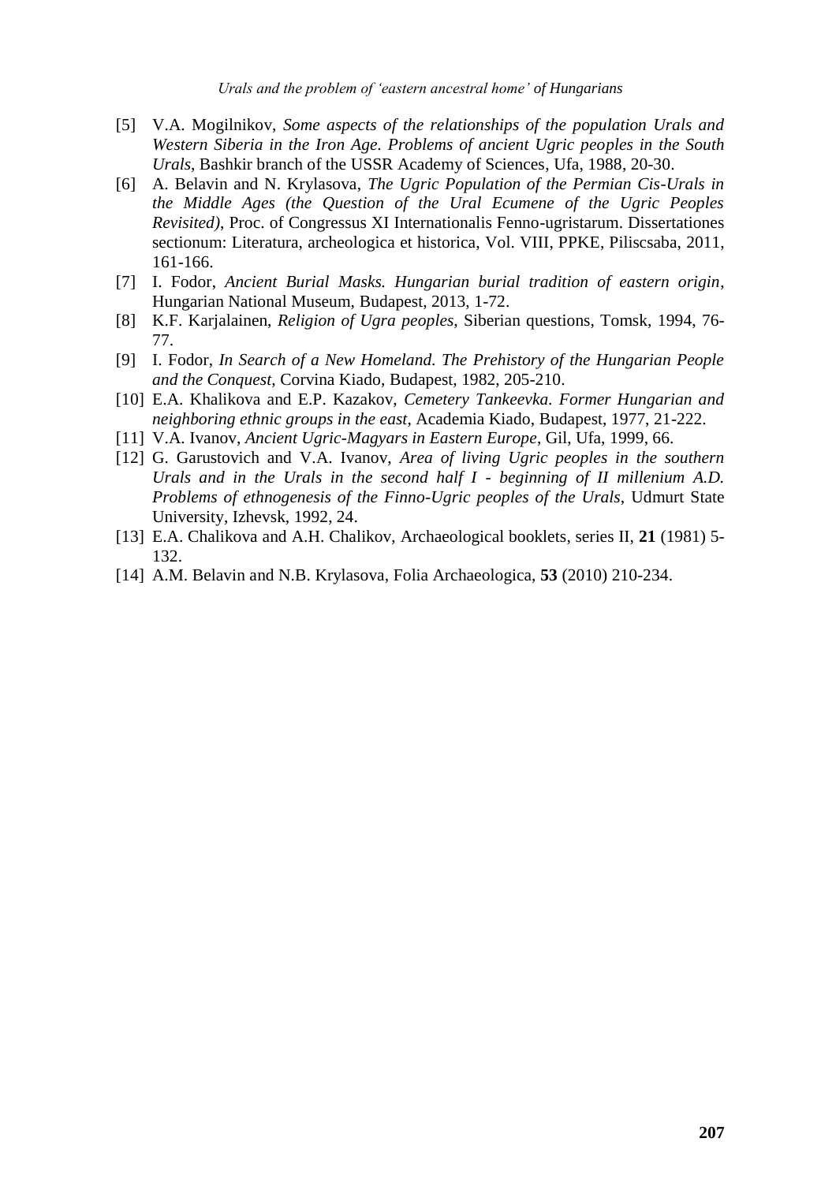[5] V.A. Mogilnikov, *Some aspects of the relationships of the population Urals and Western Siberia in the Iron Age. Problems of ancient Ugric peoples in the South Urals*, Bashkir branch of the USSR Academy of Sciences, Ufa, 1988, 20-30.

[6] A. Belavin and N. Krylasova, *The Ugric Population of the Permian Cis-Urals in the Middle Ages (the Question of the Ural Ecumene of the Ugric Peoples Revisited)*, Proc. of Congressus XI Internationalis Fenno-ugristarum. Dissertationes sectionum: Literatura, archeologica et historica, Vol. VIII, PPKE, Piliscsaba, 2011, 161-166.

[7] I. Fodor, *Ancient Burial Masks. Hungarian burial tradition of eastern origin*, Hungarian National Museum, Budapest, 2013, 1-72.

[8] K.F. Karjalainen, *Religion of Ugra peoples*, Siberian questions, Tomsk, 1994, 76-77.

[9] I. Fodor, *In Search of a New Homeland. The Prehistory of the Hungarian People and the Conquest*, Corvina Kiado, Budapest, 1982, 205-210.

[10] E.A. Khalikova and E.P. Kazakov, *Cemetery Tankeevka. Former Hungarian and neighboring ethnic groups in the east*, Academia Kiado, Budapest, 1977, 21-222.

[11] V.A. Ivanov, *Ancient Ugric-Magyars in Eastern Europe*, Gil, Ufa, 1999, 66.

[12] G. Garustovich and V.A. Ivanov, *Area of living Ugric peoples in the southern Urals and in the Urals in the second half I - beginning of II millenium A.D. Problems of ethnogenesis of the Finno-Ugric peoples of the Urals*, Udmurt State University, Izhevsk, 1992, 24.

[13] E.A. Chalikova and A.H. Chalikov, Archaeological booklets, series II, **21** (1981) 5-132.

[14] A.M. Belavin and N.B. Krylasova, Folia Archaeologica, **53** (2010) 210-234.